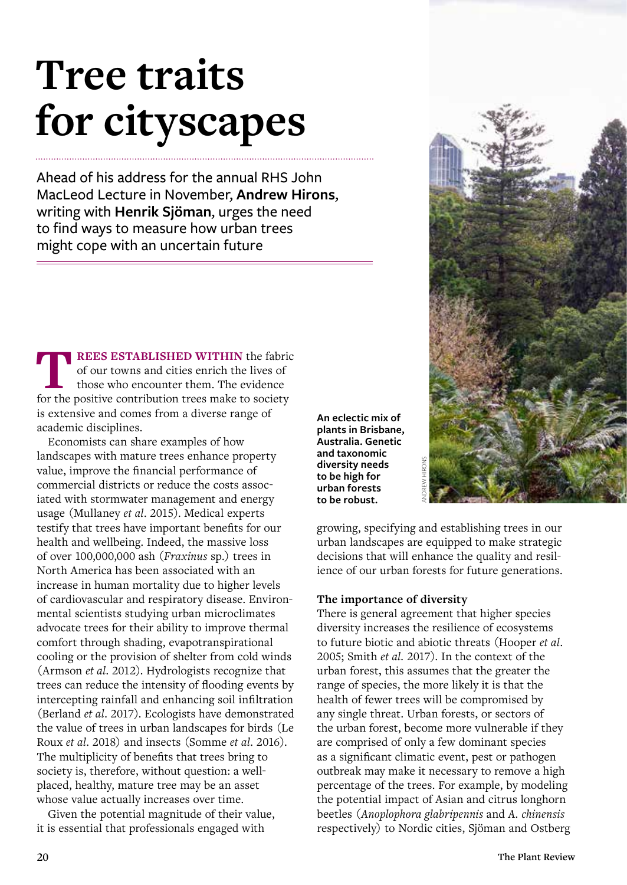# Tree traits for cityscapes

Ahead of his address for the annual RHS John MacLeod Lecture in November, **Andrew Hirons**, writing with **Henrik Sjöman**, urges the need to find ways to measure how urban trees might cope with an uncertain future

**TREES ESTABLISHED WITHIN** the fabric of our towns and cities enrich the lives of those who encounter them. The evidence for the positive contribution trees make to society is extensive and comes from a diverse range of academic disciplines.

Economists can share examples of how landscapes with mature trees enhance property value, improve the financial performance of commercial districts or reduce the costs associated with stormwater management and energy usage (Mullaney *et al*. 2015). Medical experts testify that trees have important benefits for our health and wellbeing. Indeed, the massive loss of over 100,000,000 ash (*Fraxinus* sp.) trees in North America has been associated with an increase in human mortality due to higher levels of cardiovascular and respiratory disease. Environmental scientists studying urban microclimates advocate trees for their ability to improve thermal comfort through shading, evapotranspirational cooling or the provision of shelter from cold winds (Armson *et al*. 2012). Hydrologists recognize that trees can reduce the intensity of flooding events by intercepting rainfall and enhancing soil infiltration (Berland *et al*. 2017). Ecologists have demonstrated the value of trees in urban landscapes for birds (Le Roux *et al*. 2018) and insects (Somme *et al*. 2016). The multiplicity of benefits that trees bring to society is, therefore, without question: a well-placed, healthy, mature tree may be an asset whose value actually increases over time.

Given the potential magnitude of their value, it is essential that professionals engaged with growing, specifying and establishing trees in our urban landscapes are equipped to make strategic decisions that will enhance the quality and resilience of our urban forests for future generations.

**An eclectic mix of plants in Brisbane, Australia. Genetic and taxonomic diversity needs to be high for urban forests to be robust.**

ANDREW HIRONS

### The importance of diversity

There is general agreement that higher species diversity increases the resilience of ecosystems to future biotic and abiotic threats (Hooper *et al*. 2005; Smith *et al*. 2017). In the context of the urban forest, this assumes that the greater the range of species, the more likely it is that the health of fewer trees will be compromised by any single threat. Urban forests, or sectors of the urban forest, become more vulnerable if they are comprised of only a few dominant species as a significant climatic event, pest or pathogen outbreak may make it necessary to remove a high percentage of the trees. For example, by modeling the potential impact of Asian and citrus longhorn beetles (*Anoplophora glabripennis* and *A. chinensis* respectively) to Nordic cities, Sjöman and Ostberg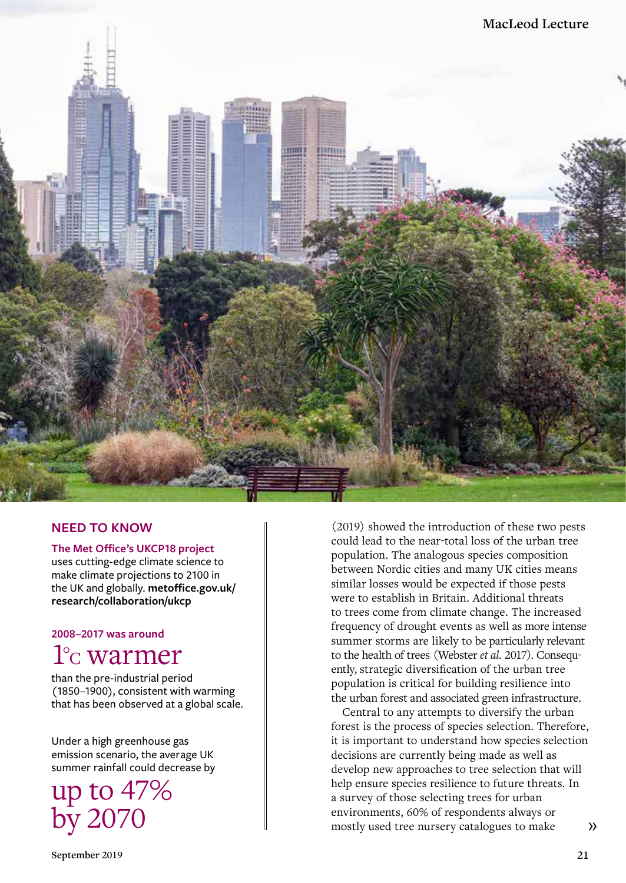## NEED TO KNOW

**The Met Office's UKCP18 project** uses cutting-edge climate science to make climate projections to 2100 in the UK and globally. **metoffice.gov.uk/research/collaboration/ukcp**

**2008–2017 was around**

1°C warmer

than the pre-industrial period (1850–1900), consistent with warming that has been observed at a global scale.

Under a high greenhouse gas emission scenario, the average UK summer rainfall could decrease by

up to 47% by 2070

(2019) showed the introduction of these two pests could lead to the near-total loss of the urban tree population. The analogous species composition between Nordic cities and many UK cities means similar losses would be expected if those pests were to establish in Britain. Additional threats to trees come from climate change. The increased frequency of drought events as well as more intense summer storms are likely to be particularly relevant to the health of trees (Webster *et al.* 2017). Consequently, strategic diversification of the urban tree population is critical for building resilience into the urban forest and associated green infrastructure.

Central to any attempts to diversify the urban forest is the process of species selection. Therefore, it is important to understand how species selection decisions are currently being made as well as develop new approaches to tree selection that will help ensure species resilience to future threats. In a survey of those selecting trees for urban environments, 60% of respondents always or mostly used tree nursery catalogues to make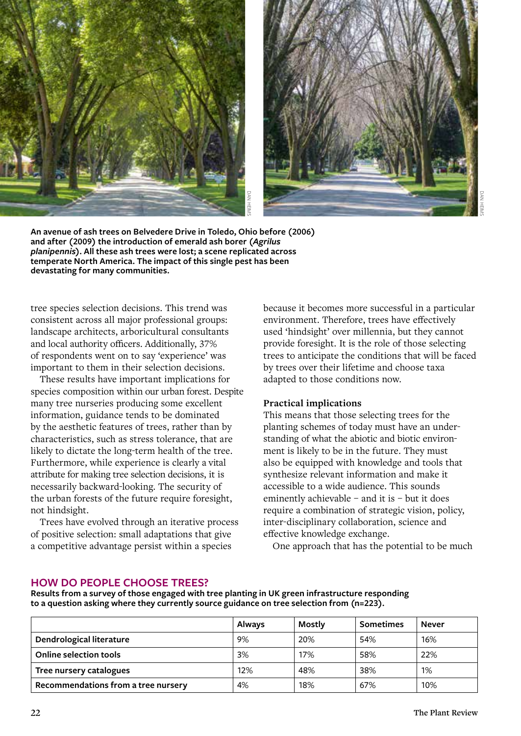**An avenue of ash trees on Belvedere Drive in Toledo, Ohio before (2006) and after (2009) the introduction of emerald ash borer (*Agrilus planipennis*). All these ash trees were lost; a scene replicated across temperate North America. The impact of this single pest has been devastating for many communities.**

tree species selection decisions. This trend was consistent across all major professional groups: landscape architects, arboricultural consultants and local authority officers. Additionally, 37% of respondents went on to say 'experience' was important to them in their selection decisions.

These results have important implications for species composition within our urban forest. Despite many tree nurseries producing some excellent information, guidance tends to be dominated by the aesthetic features of trees, rather than by characteristics, such as stress tolerance, that are likely to dictate the long-term health of the tree. Furthermore, while experience is clearly a vital attribute for making tree selection decisions, it is necessarily backward-looking. The security of the urban forests of the future require foresight, not hindsight.

Trees have evolved through an iterative process of positive selection: small adaptations that give a competitive advantage persist within a species because it becomes more successful in a particular environment. Therefore, trees have effectively used 'hindsight' over millennia, but they cannot provide foresight. It is the role of those selecting trees to anticipate the conditions that will be faced by trees over their lifetime and choose taxa adapted to those conditions now.

**Practical implications**

This means that those selecting trees for the planting schemes of today must have an understanding of what the abiotic and biotic environment is likely to be in the future. They must also be equipped with knowledge and tools that synthesize relevant information and make it accessible to a wide audience. This sounds eminently achievable – and it is – but it does require a combination of strategic vision, policy, inter-disciplinary collaboration, science and effective knowledge exchange.

One approach that has the potential to be much

## HOW DO PEOPLE CHOOSE TREES?

**Results from a survey of those engaged with tree planting in UK green infrastructure responding to a question asking where they currently source guidance on tree selection from (n=223).**

| | Always | Mostly | Sometimes | Never |
|---|---|---|---|---|
| Dendrological literature | 9% | 20% | 54% | 16% |
| Online selection tools | 3% | 17% | 58% | 22% |
| Tree nursery catalogues | 12% | 48% | 38% | 1% |
| Recommendations from a tree nursery | 4% | 18% | 67% | 10% |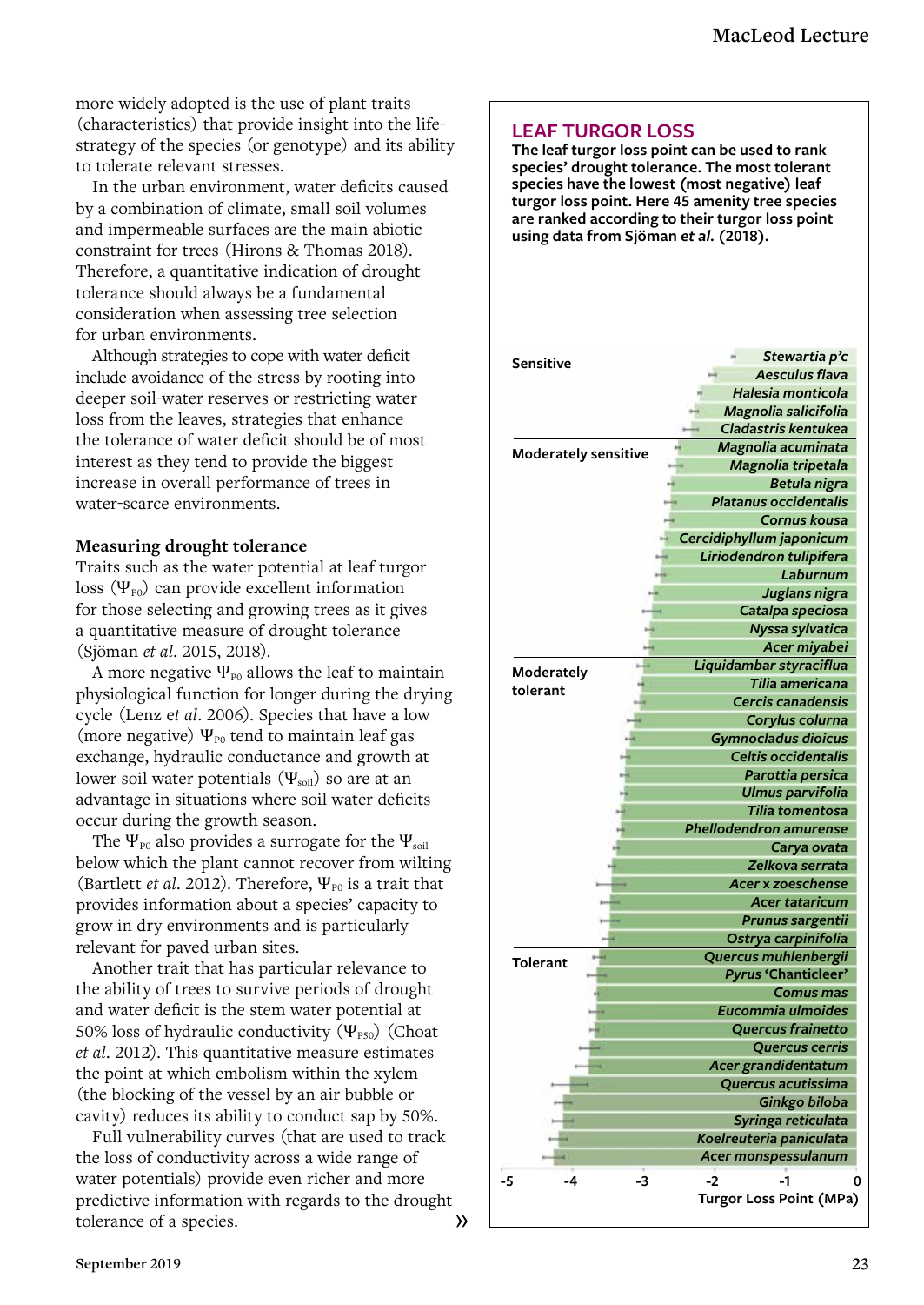more widely adopted is the use of plant traits (characteristics) that provide insight into the life-strategy of the species (or genotype) and its ability to tolerate relevant stresses.

In the urban environment, water deficits caused by a combination of climate, small soil volumes and impermeable surfaces are the main abiotic constraint for trees (Hirons & Thomas 2018). Therefore, a quantitative indication of drought tolerance should always be a fundamental consideration when assessing tree selection for urban environments.

Although strategies to cope with water deficit include avoidance of the stress by rooting into deeper soil-water reserves or restricting water loss from the leaves, strategies that enhance the tolerance of water deficit should be of most interest as they tend to provide the biggest increase in overall performance of trees in water-scarce environments.

**Measuring drought tolerance**

Traits such as the water potential at leaf turgor loss ($\Psi_{P0}$) can provide excellent information for those selecting and growing trees as it gives a quantitative measure of drought tolerance (Sjöman *et al.* 2015, 2018).

A more negative $\Psi_{P0}$ allows the leaf to maintain physiological function for longer during the drying cycle (Lenz *et al.* 2006). Species that have a low (more negative) $\Psi_{P0}$ tend to maintain leaf gas exchange, hydraulic conductance and growth at lower soil water potentials ($\Psi_{soil}$) so are at an advantage in situations where soil water deficits occur during the growth season.

The $\Psi_{P0}$ also provides a surrogate for the $\Psi_{soil}$ below which the plant cannot recover from wilting (Bartlett *et al.* 2012). Therefore, $\Psi_{P0}$ is a trait that provides information about a species' capacity to grow in dry environments and is particularly relevant for paved urban sites.

Another trait that has particular relevance to the ability of trees to survive periods of drought and water deficit is the stem water potential at 50% loss of hydraulic conductivity ($\Psi_{P50}$) (Choat *et al.* 2012). This quantitative measure estimates the point at which embolism within the xylem (the blocking of the vessel by an air bubble or cavity) reduces its ability to conduct sap by 50%.

Full vulnerability curves (that are used to track the loss of conductivity across a wide range of water potentials) provide even richer and more predictive information with regards to the drought tolerance of a species. »

## LEAF TURGOR LOSS

**The leaf turgor loss point can be used to rank species' drought tolerance. The most tolerant species have the lowest (most negative) leaf turgor loss point. Here 45 amenity tree species are ranked according to their turgor loss point using data from Sjöman *et al.* (2018).**

| Category | Species |
|---|---|
| Sensitive | *Stewartia p'c*, *Aesculus flava*, *Halesia monticola*, *Magnolia salicifolia*, *Cladastris kentukea* |
| Moderately sensitive | *Magnolia acuminata*, *Magnolia tripetala*, *Betula nigra*, *Platanus occidentalis*, *Cornus kousa*, *Cercidiphyllum japonicum*, *Liriodendron tulipifera*, *Laburnum*, *Juglans nigra*, *Catalpa speciosa*, *Nyssa sylvatica*, *Acer miyabei* |
| Moderately tolerant | *Liquidambar styraciflua*, *Tilia americana*, *Cercis canadensis*, *Corylus colurna*, *Gymnocladus dioicus*, *Celtis occidentalis*, *Parottia persica*, *Ulmus parvifolia*, *Tilia tomentosa*, *Phellodendron amurense*, *Carya ovata*, *Zelkova serrata*, *Acer x zoeschense*, *Acer tataricum*, *Prunus sargentii*, *Ostrya carpinifolia* |
| Tolerant | *Quercus muhlenbergii*, *Pyrus* 'Chanticleer', *Cornus mas*, *Eucommia ulmoides*, *Quercus frainetto*, *Quercus cerris*, *Acer grandidentatum*, *Quercus acutissima*, *Ginkgo biloba*, *Syringa reticulata*, *Koelreuteria paniculata*, *Acer monspessulanum* |

Turgor Loss Point (MPa): -5, -4, -3, -2, -1, 0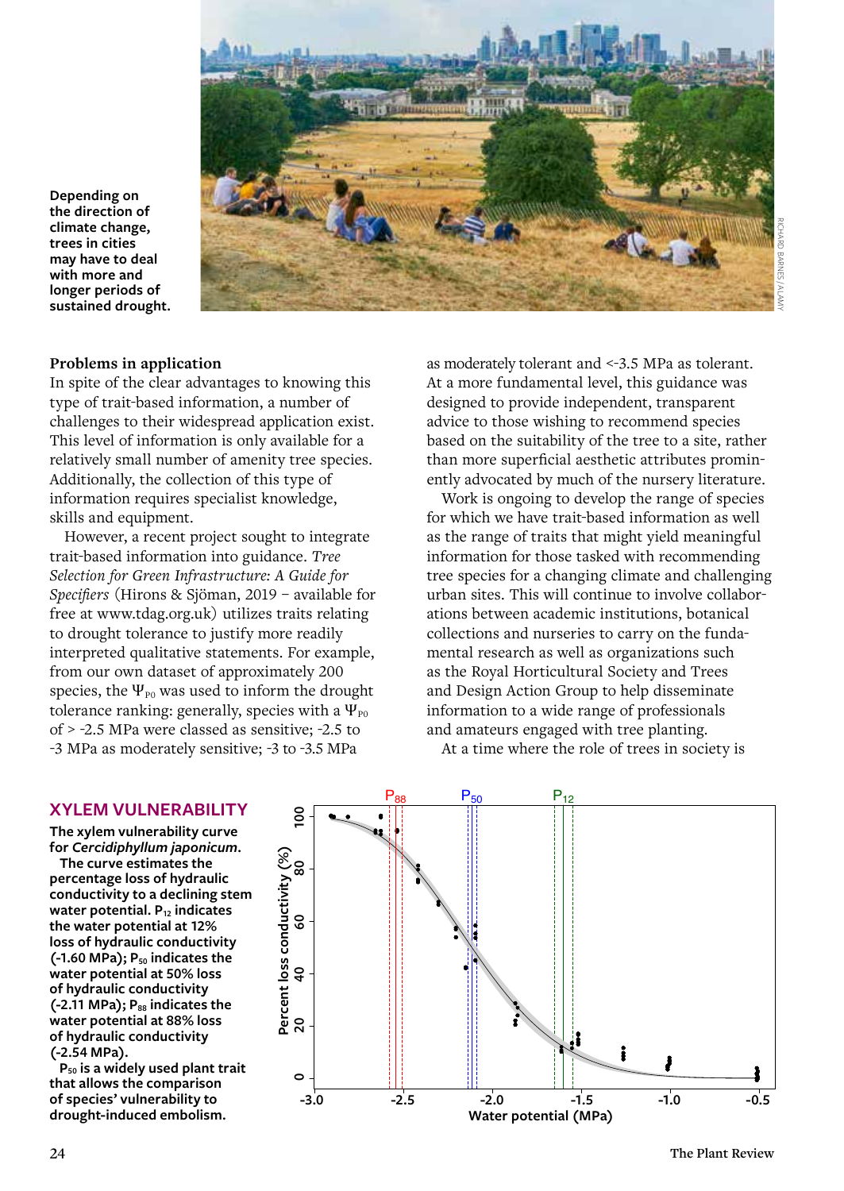Depending on the direction of climate change, trees in cities may have to deal with more and longer periods of sustained drought.

RICHARD BARNES/ALAMY

### Problems in application

In spite of the clear advantages to knowing this type of trait-based information, a number of challenges to their widespread application exist. This level of information is only available for a relatively small number of amenity tree species. Additionally, the collection of this type of information requires specialist knowledge, skills and equipment.

However, a recent project sought to integrate trait-based information into guidance. *Tree Selection for Green Infrastructure: A Guide for Specifiers* (Hirons & Sjöman, 2019 – available for free at www.tdag.org.uk) utilizes traits relating to drought tolerance to justify more readily interpreted qualitative statements. For example, from our own dataset of approximately 200 species, the $\Psi_{P0}$ was used to inform the drought tolerance ranking: generally, species with a $\Psi_{P0}$ of > -2.5 MPa were classed as sensitive; -2.5 to -3 MPa as moderately sensitive; -3 to -3.5 MPa as moderately tolerant and <-3.5 MPa as tolerant. At a more fundamental level, this guidance was designed to provide independent, transparent advice to those wishing to recommend species based on the suitability of the tree to a site, rather than more superficial aesthetic attributes prominently advocated by much of the nursery literature.

Work is ongoing to develop the range of species for which we have trait-based information as well as the range of traits that might yield meaningful information for those tasked with recommending tree species for a changing climate and challenging urban sites. This will continue to involve collaborations between academic institutions, botanical collections and nurseries to carry on the fundamental research as well as organizations such as the Royal Horticultural Society and Trees and Design Action Group to help disseminate information to a wide range of professionals and amateurs engaged with tree planting.

At a time where the role of trees in society is

## XYLEM VULNERABILITY

**The xylem vulnerability curve for *Cercidiphyllum japonicum*.**

**The curve estimates the percentage loss of hydraulic conductivity to a declining stem water potential. $P_{12}$ indicates the water potential at 12% loss of hydraulic conductivity (-1.60 MPa); $P_{50}$ indicates the water potential at 50% loss of hydraulic conductivity (-2.11 MPa); $P_{88}$ indicates the water potential at 88% loss of hydraulic conductivity (-2.54 MPa).**

**$P_{50}$ is a widely used plant trait that allows the comparison of species' vulnerability to drought-induced embolism.**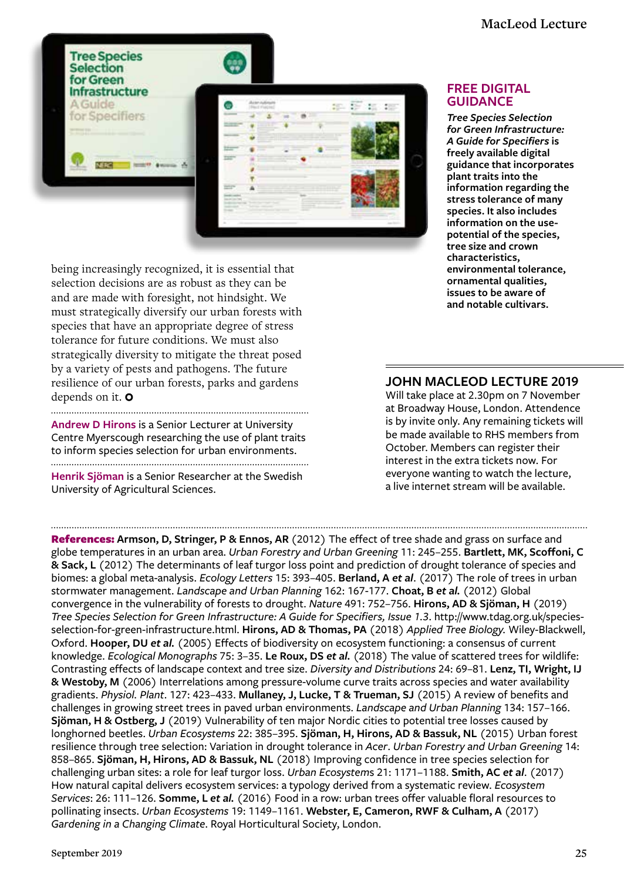being increasingly recognized, it is essential that selection decisions are as robust as they can be and are made with foresight, not hindsight. We must strategically diversify our urban forests with species that have an appropriate degree of stress tolerance for future conditions. We must also strategically diversity to mitigate the threat posed by a variety of pests and pathogens. The future resilience of our urban forests, parks and gardens depends on it. ○

**Andrew D Hirons** is a Senior Lecturer at University Centre Myerscough researching the use of plant traits to inform species selection for urban environments.

**Henrik Sjöman** is a Senior Researcher at the Swedish University of Agricultural Sciences.

## FREE DIGITAL GUIDANCE

***Tree Species Selection for Green Infrastructure: A Guide for Specifiers*** **is freely available digital guidance that incorporates plant traits into the information regarding the stress tolerance of many species. It also includes information on the use-potential of the species, tree size and crown characteristics, environmental tolerance, ornamental qualities, issues to be aware of and notable cultivars.**

## JOHN MACLEOD LECTURE 2019

Will take place at 2.30pm on 7 November at Broadway House, London. Attendence is by invite only. Any remaining tickets will be made available to RHS members from October. Members can register their interest in the extra tickets now. For everyone wanting to watch the lecture, a live internet stream will be available.

**References:** **Armson, D, Stringer, P & Ennos, AR** (2012) The effect of tree shade and grass on surface and globe temperatures in an urban area. *Urban Forestry and Urban Greening* 11: 245–255. **Bartlett, MK, Scoffoni, C & Sack, L** (2012) The determinants of leaf turgor loss point and prediction of drought tolerance of species and biomes: a global meta-analysis. *Ecology Letters* 15: 393–405. **Berland, A *et al*.** (2017) The role of trees in urban stormwater management. *Landscape and Urban Planning* 162: 167-177. **Choat, B *et al.*** (2012) Global convergence in the vulnerability of forests to drought. *Nature* 491: 752–756. **Hirons, AD & Sjöman, H** (2019) *Tree Species Selection for Green Infrastructure: A Guide for Specifiers, Issue 1.3*. http://www.tdag.org.uk/species-selection-for-green-infrastructure.html. **Hirons, AD & Thomas, PA** (2018) *Applied Tree Biology*. Wiley-Blackwell, Oxford. **Hooper, DU *et al.*** (2005) Effects of biodiversity on ecosystem functioning: a consensus of current knowledge. *Ecological Monographs* 75: 3–35. **Le Roux, DS *et al.*** (2018) The value of scattered trees for wildlife: Contrasting effects of landscape context and tree size. *Diversity and Distributions* 24: 69–81. **Lenz, TI, Wright, IJ & Westoby, M** (2006) Interrelations among pressure-volume curve traits across species and water availability gradients. *Physiol. Plant*. 127: 423–433. **Mullaney, J, Lucke, T & Trueman, SJ** (2015) A review of benefits and challenges in growing street trees in paved urban environments. *Landscape and Urban Planning* 134: 157–166. **Sjöman, H & Ostberg, J** (2019) Vulnerability of ten major Nordic cities to potential tree losses caused by longhorned beetles. *Urban Ecosystems* 22: 385–395. **Sjöman, H, Hirons, AD & Bassuk, NL** (2015) Urban forest resilience through tree selection: Variation in drought tolerance in *Acer*. *Urban Forestry and Urban Greening* 14: 858–865. **Sjöman, H, Hirons, AD & Bassuk, NL** (2018) Improving confidence in tree species selection for challenging urban sites: a role for leaf turgor loss. *Urban Ecosystems* 21: 1171–1188. **Smith, AC *et al*.** (2017) How natural capital delivers ecosystem services: a typology derived from a systematic review. *Ecosystem Services*: 26: 111–126. **Somme, L *et al.*** (2016) Food in a row: urban trees offer valuable floral resources to pollinating insects. *Urban Ecosystems* 19: 1149–1161. **Webster, E, Cameron, RWF & Culham, A** (2017) *Gardening in a Changing Climate*. Royal Horticultural Society, London.